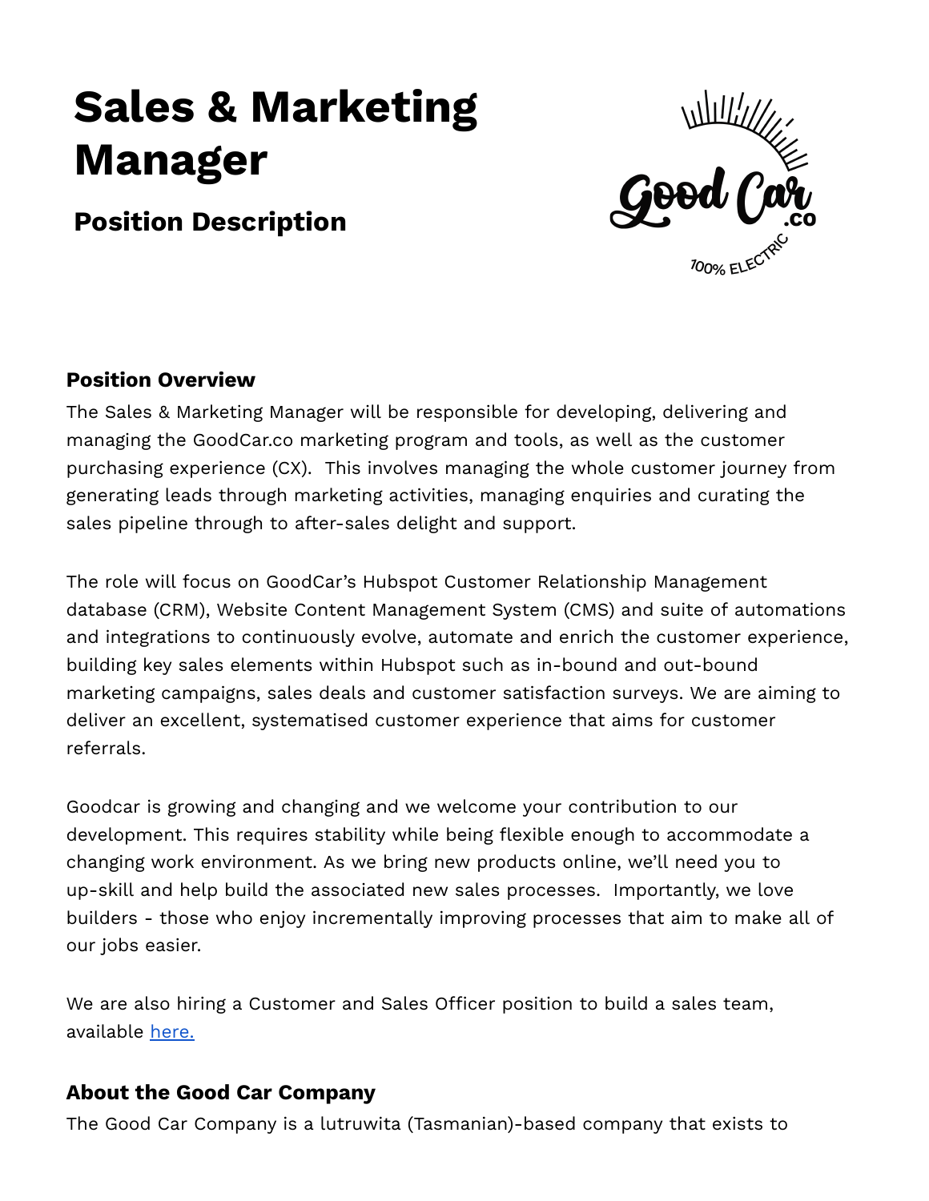# Sales & Marketing Manager

## Position Description

### Position Overview

The Sales & Marketing Manager will be responsible for developing, delivering and managing the GoodCar.co marketing program and tools, as well as the customer purchasing experience (CX). This involves managing the whole customer journey from generating leads through marketing activities, managing enquiries and curating the sales pipeline through to after-sales delight and support.

The role will focus on GoodCar's Hubspot Customer Relationship Management database (CRM), Website Content Management System (CMS) and suite of automations and integrations to continuously evolve, automate and enrich the customer experience, building key sales elements within Hubspot such as in-bound and out-bound marketing campaigns, sales deals and customer satisfaction surveys. We are aiming to deliver an excellent, systematised customer experience that aims for customer referrals.

Goodcar is growing and changing and we welcome your contribution to our development. This requires stability while being flexible enough to accommodate a changing work environment. As we bring new products online, we'll need you to up-skill and help build the associated new sales processes. Importantly, we love builders - those who enjoy incrementally improving processes that aim to make all of our jobs easier.

We are also hiring a Customer and Sales Officer position to build a sales team, available here.

### About the Good Car Company

The Good Car Company is a lutruwita (Tasmanian)-based company that exists to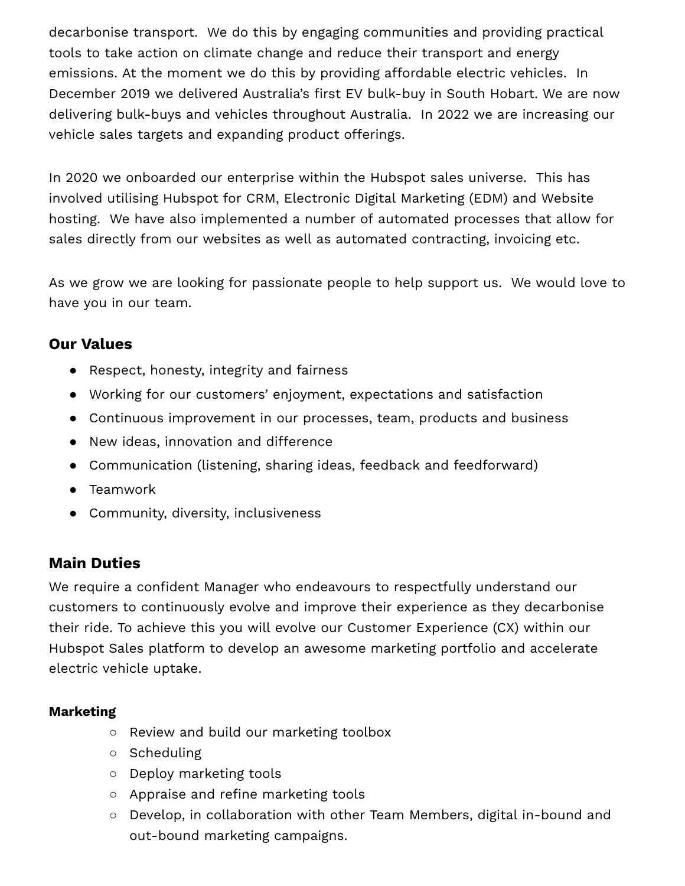decarbonise transport. We do this by engaging communities and providing practical tools to take action on climate change and reduce their transport and energy emissions. At the moment we do this by providing affordable electric vehicles. In December 2019 we delivered Australia's first EV bulk-buy in South Hobart. We are now delivering bulk-buys and vehicles throughout Australia. In 2022 we are increasing our vehicle sales targets and expanding product offerings.

In 2020 we onboarded our enterprise within the Hubspot sales universe. This has involved utilising Hubspot for CRM, Electronic Digital Marketing (EDM) and Website hosting. We have also implemented a number of automated processes that allow for sales directly from our websites as well as automated contracting, invoicing etc.

As we grow we are looking for passionate people to help support us. We would love to have you in our team.

## Our Values

- Respect, honesty, integrity and fairness
- Working for our customers' enjoyment, expectations and satisfaction
- Continuous improvement in our processes, team, products and business
- New ideas, innovation and difference
- Communication (listening, sharing ideas, feedback and feedforward)
- Teamwork
- Community, diversity, inclusiveness

## Main Duties

We require a confident Manager who endeavours to respectfully understand our customers to continuously evolve and improve their experience as they decarbonise their ride. To achieve this you will evolve our Customer Experience (CX) within our Hubspot Sales platform to develop an awesome marketing portfolio and accelerate electric vehicle uptake.

**Marketing**

- Review and build our marketing toolbox
- Scheduling
- Deploy marketing tools
- Appraise and refine marketing tools
- Develop, in collaboration with other Team Members, digital in-bound and out-bound marketing campaigns.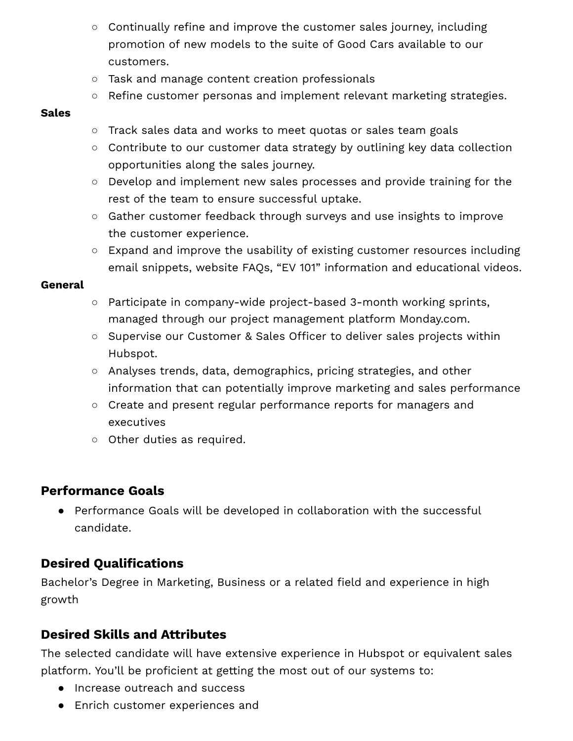- Continually refine and improve the customer sales journey, including promotion of new models to the suite of Good Cars available to our customers.
   - Task and manage content creation professionals
   - Refine customer personas and implement relevant marketing strategies.

**Sales**

   - Track sales data and works to meet quotas or sales team goals
   - Contribute to our customer data strategy by outlining key data collection opportunities along the sales journey.
   - Develop and implement new sales processes and provide training for the rest of the team to ensure successful uptake.
   - Gather customer feedback through surveys and use insights to improve the customer experience.
   - Expand and improve the usability of existing customer resources including email snippets, website FAQs, "EV 101" information and educational videos.

**General**

   - Participate in company-wide project-based 3-month working sprints, managed through our project management platform Monday.com.
   - Supervise our Customer & Sales Officer to deliver sales projects within Hubspot.
   - Analyses trends, data, demographics, pricing strategies, and other information that can potentially improve marketing and sales performance
   - Create and present regular performance reports for managers and executives
   - Other duties as required.

## Performance Goals

- Performance Goals will be developed in collaboration with the successful candidate.

## Desired Qualifications

Bachelor's Degree in Marketing, Business or a related field and experience in high growth

## Desired Skills and Attributes

The selected candidate will have extensive experience in Hubspot or equivalent sales platform. You'll be proficient at getting the most out of our systems to:

- Increase outreach and success
- Enrich customer experiences and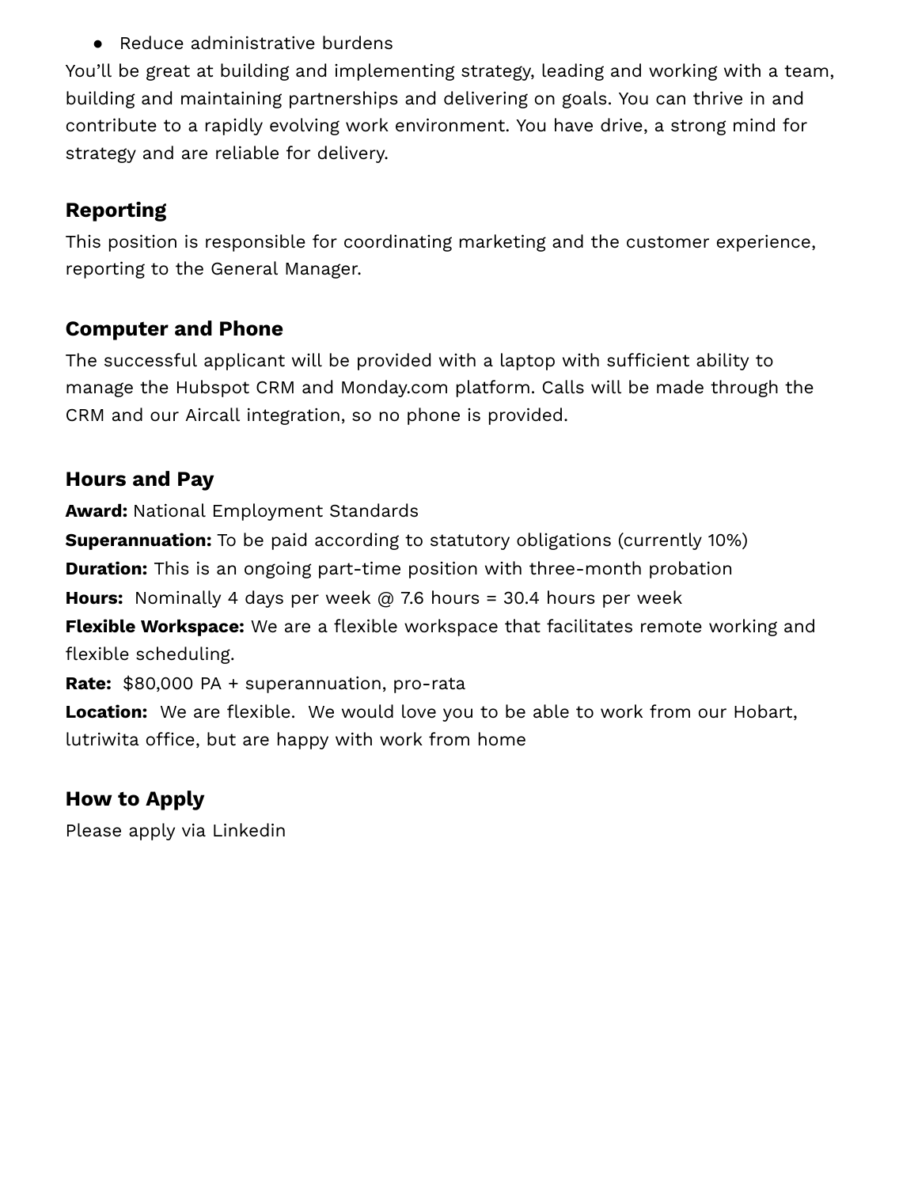- Reduce administrative burdens

You'll be great at building and implementing strategy, leading and working with a team, building and maintaining partnerships and delivering on goals. You can thrive in and contribute to a rapidly evolving work environment. You have drive, a strong mind for strategy and are reliable for delivery.

## Reporting

This position is responsible for coordinating marketing and the customer experience, reporting to the General Manager.

## Computer and Phone

The successful applicant will be provided with a laptop with sufficient ability to manage the Hubspot CRM and Monday.com platform. Calls will be made through the CRM and our Aircall integration, so no phone is provided.

## Hours and Pay

**Award:** National Employment Standards
**Superannuation:** To be paid according to statutory obligations (currently 10%)
**Duration:** This is an ongoing part-time position with three-month probation
**Hours:** Nominally 4 days per week @ 7.6 hours = 30.4 hours per week
**Flexible Workspace:** We are a flexible workspace that facilitates remote working and flexible scheduling.
**Rate:** $80,000 PA + superannuation, pro-rata
**Location:** We are flexible. We would love you to be able to work from our Hobart, lutriwita office, but are happy with work from home

## How to Apply

Please apply via Linkedin